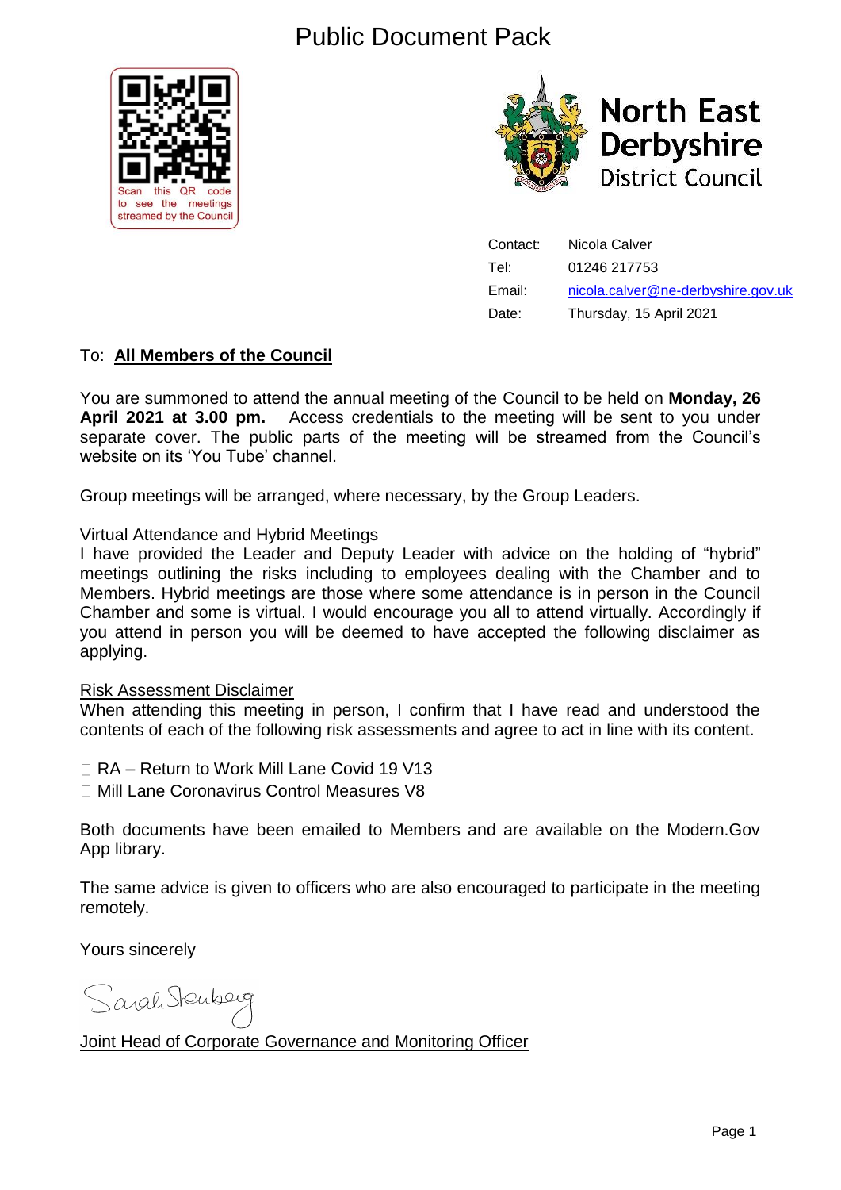# Public Document Pack

Scan this QR code to see the meetings streamed by the Council

**North East Derbyshire District Council**

| | |
|---|---|
| Contact: | Nicola Calver |
| Tel: | 01246 217753 |
| Email: | nicola.calver@ne-derbyshire.gov.uk |
| Date: | Thursday, 15 April 2021 |

To: **All Members of the Council**

You are summoned to attend the annual meeting of the Council to be held on **Monday, 26 April 2021 at 3.00 pm.** Access credentials to the meeting will be sent to you under separate cover. The public parts of the meeting will be streamed from the Council's website on its 'You Tube' channel.

Group meetings will be arranged, where necessary, by the Group Leaders.

Virtual Attendance and Hybrid Meetings

I have provided the Leader and Deputy Leader with advice on the holding of "hybrid" meetings outlining the risks including to employees dealing with the Chamber and to Members. Hybrid meetings are those where some attendance is in person in the Council Chamber and some is virtual. I would encourage you all to attend virtually. Accordingly if you attend in person you will be deemed to have accepted the following disclaimer as applying.

Risk Assessment Disclaimer

When attending this meeting in person, I confirm that I have read and understood the contents of each of the following risk assessments and agree to act in line with its content.

- RA – Return to Work Mill Lane Covid 19 V13
- Mill Lane Coronavirus Control Measures V8

Both documents have been emailed to Members and are available on the Modern.Gov App library.

The same advice is given to officers who are also encouraged to participate in the meeting remotely.

Yours sincerely

Sarah Sternberg

Joint Head of Corporate Governance and Monitoring Officer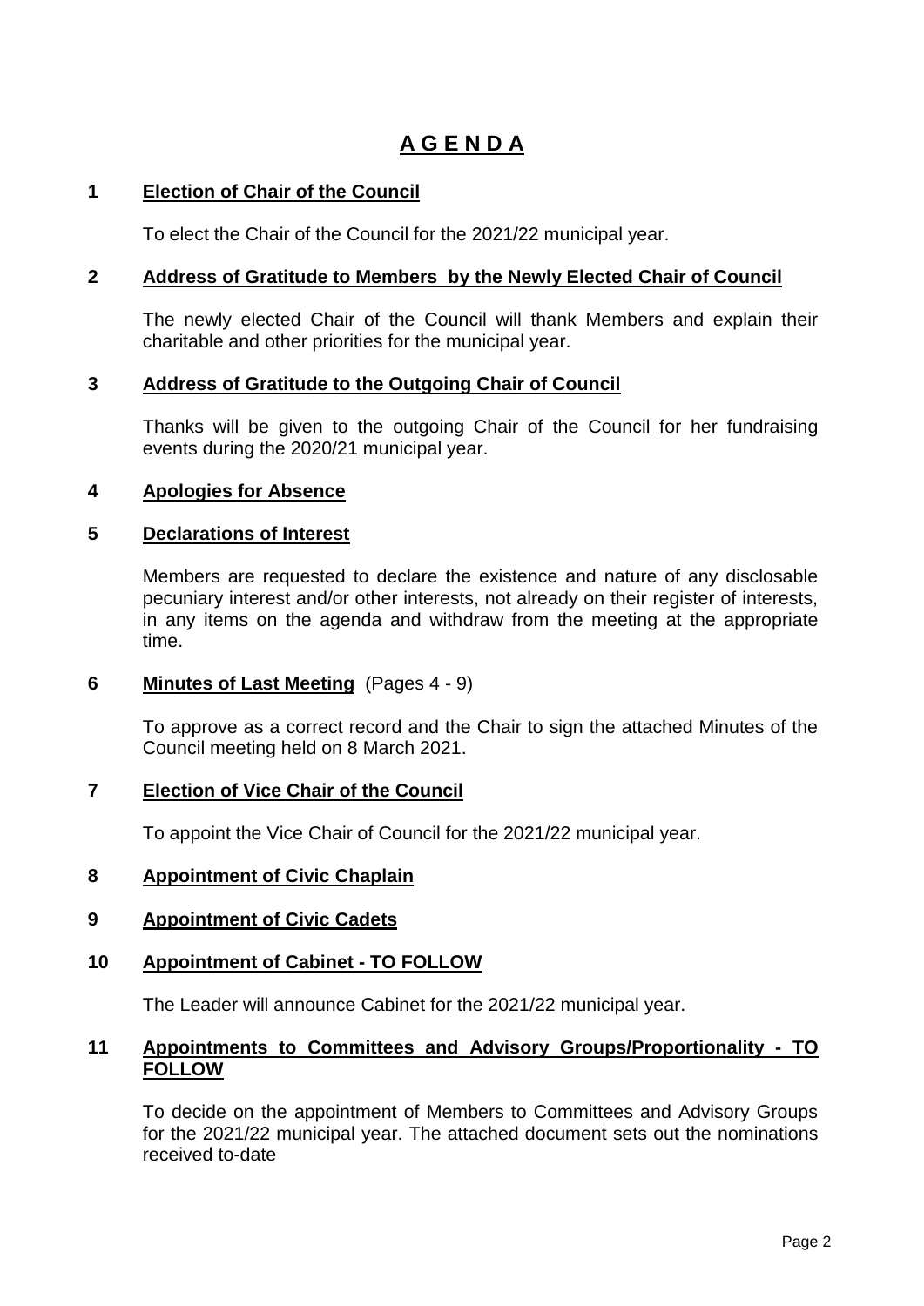# A G E N D A

**1 Election of Chair of the Council**

To elect the Chair of the Council for the 2021/22 municipal year.

**2 Address of Gratitude to Members by the Newly Elected Chair of Council**

The newly elected Chair of the Council will thank Members and explain their charitable and other priorities for the municipal year.

**3 Address of Gratitude to the Outgoing Chair of Council**

Thanks will be given to the outgoing Chair of the Council for her fundraising events during the 2020/21 municipal year.

**4 Apologies for Absence**

**5 Declarations of Interest**

Members are requested to declare the existence and nature of any disclosable pecuniary interest and/or other interests, not already on their register of interests, in any items on the agenda and withdraw from the meeting at the appropriate time.

**6 Minutes of Last Meeting** (Pages 4 - 9)

To approve as a correct record and the Chair to sign the attached Minutes of the Council meeting held on 8 March 2021.

**7 Election of Vice Chair of the Council**

To appoint the Vice Chair of Council for the 2021/22 municipal year.

**8 Appointment of Civic Chaplain**

**9 Appointment of Civic Cadets**

**10 Appointment of Cabinet - TO FOLLOW**

The Leader will announce Cabinet for the 2021/22 municipal year.

**11 Appointments to Committees and Advisory Groups/Proportionality - TO FOLLOW**

To decide on the appointment of Members to Committees and Advisory Groups for the 2021/22 municipal year. The attached document sets out the nominations received to-date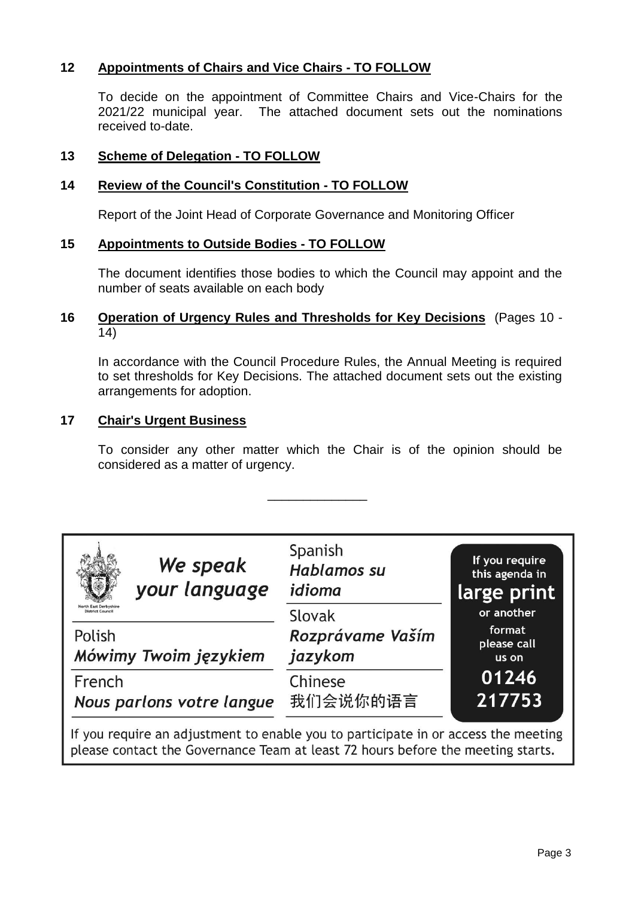**12 Appointments of Chairs and Vice Chairs - TO FOLLOW**

To decide on the appointment of Committee Chairs and Vice-Chairs for the 2021/22 municipal year. The attached document sets out the nominations received to-date.

**13 Scheme of Delegation - TO FOLLOW**

**14 Review of the Council's Constitution - TO FOLLOW**

Report of the Joint Head of Corporate Governance and Monitoring Officer

**15 Appointments to Outside Bodies - TO FOLLOW**

The document identifies those bodies to which the Council may appoint and the number of seats available on each body

**16 Operation of Urgency Rules and Thresholds for Key Decisions** (Pages 10 - 14)

In accordance with the Council Procedure Rules, the Annual Meeting is required to set thresholds for Key Decisions. The attached document sets out the existing arrangements for adoption.

**17 Chair's Urgent Business**

To consider any other matter which the Chair is of the opinion should be considered as a matter of urgency.

---

North East Derbyshire District Council

*We speak your language*

Polish
*Mówimy Twoim językiem*

French
*Nous parlons votre langue*

Spanish
*Hablamos su idioma*

Slovak
*Rozprávame Vaším jazykom*

Chinese
我们会说你的语言

**If you require this agenda in large print or another format please call us on 01246 217753**

If you require an adjustment to enable you to participate in or access the meeting please contact the Governance Team at least 72 hours before the meeting starts.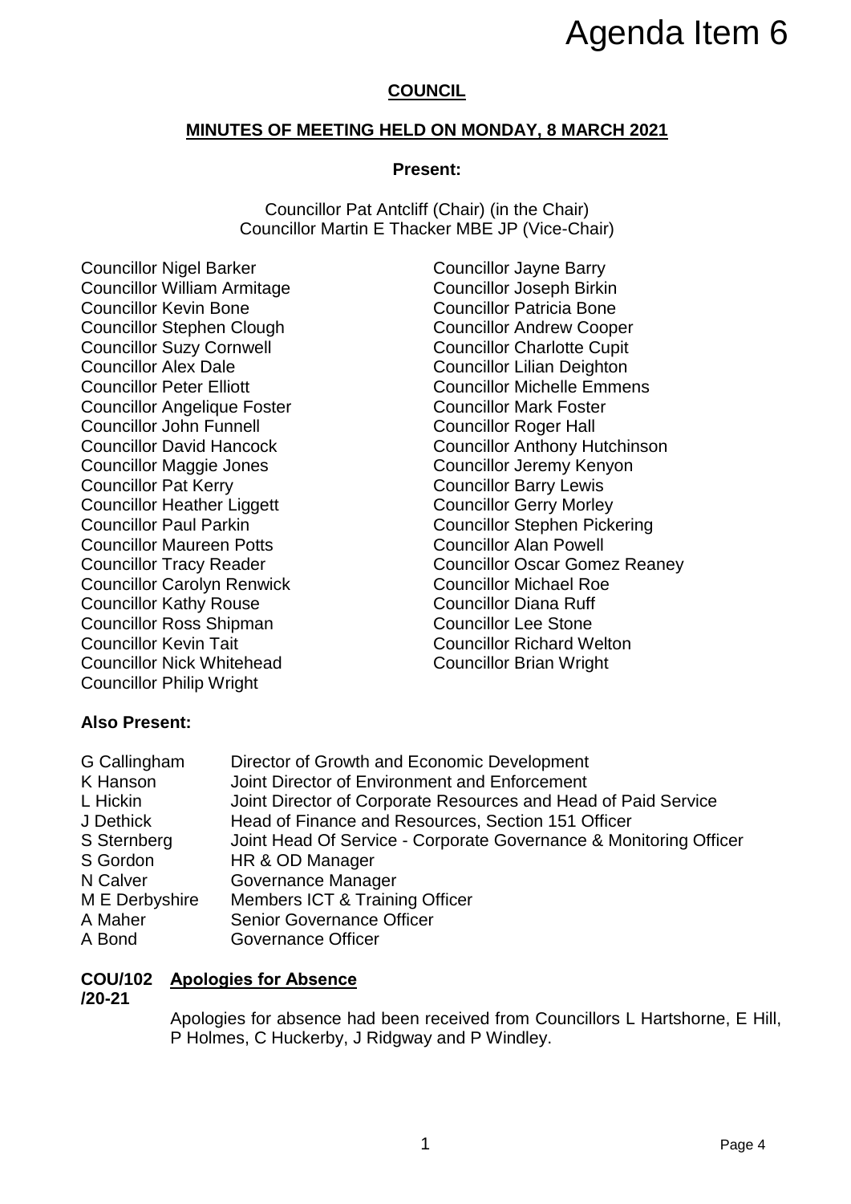Agenda Item 6

## COUNCIL

### MINUTES OF MEETING HELD ON MONDAY, 8 MARCH 2021

**Present:**

Councillor Pat Antcliff (Chair) (in the Chair)
Councillor Martin E Thacker MBE JP (Vice-Chair)

Councillor Nigel Barker
Councillor Jayne Barry
Councillor William Armitage
Councillor Joseph Birkin
Councillor Kevin Bone
Councillor Patricia Bone
Councillor Stephen Clough
Councillor Andrew Cooper
Councillor Suzy Cornwell
Councillor Charlotte Cupit
Councillor Alex Dale
Councillor Lilian Deighton
Councillor Peter Elliott
Councillor Michelle Emmens
Councillor Angelique Foster
Councillor Mark Foster
Councillor John Funnell
Councillor Roger Hall
Councillor David Hancock
Councillor Anthony Hutchinson
Councillor Maggie Jones
Councillor Jeremy Kenyon
Councillor Pat Kerry
Councillor Barry Lewis
Councillor Heather Liggett
Councillor Gerry Morley
Councillor Paul Parkin
Councillor Stephen Pickering
Councillor Maureen Potts
Councillor Alan Powell
Councillor Tracy Reader
Councillor Oscar Gomez Reaney
Councillor Carolyn Renwick
Councillor Michael Roe
Councillor Kathy Rouse
Councillor Diana Ruff
Councillor Ross Shipman
Councillor Lee Stone
Councillor Kevin Tait
Councillor Richard Welton
Councillor Nick Whitehead
Councillor Brian Wright
Councillor Philip Wright

**Also Present:**

| | |
|---|---|
| G Callingham | Director of Growth and Economic Development |
| K Hanson | Joint Director of Environment and Enforcement |
| L Hickin | Joint Director of Corporate Resources and Head of Paid Service |
| J Dethick | Head of Finance and Resources, Section 151 Officer |
| S Sternberg | Joint Head Of Service - Corporate Governance & Monitoring Officer |
| S Gordon | HR & OD Manager |
| N Calver | Governance Manager |
| M E Derbyshire | Members ICT & Training Officer |
| A Maher | Senior Governance Officer |
| A Bond | Governance Officer |

**COU/102/20-21 Apologies for Absence**

Apologies for absence had been received from Councillors L Hartshorne, E Hill, P Holmes, C Huckerby, J Ridgway and P Windley.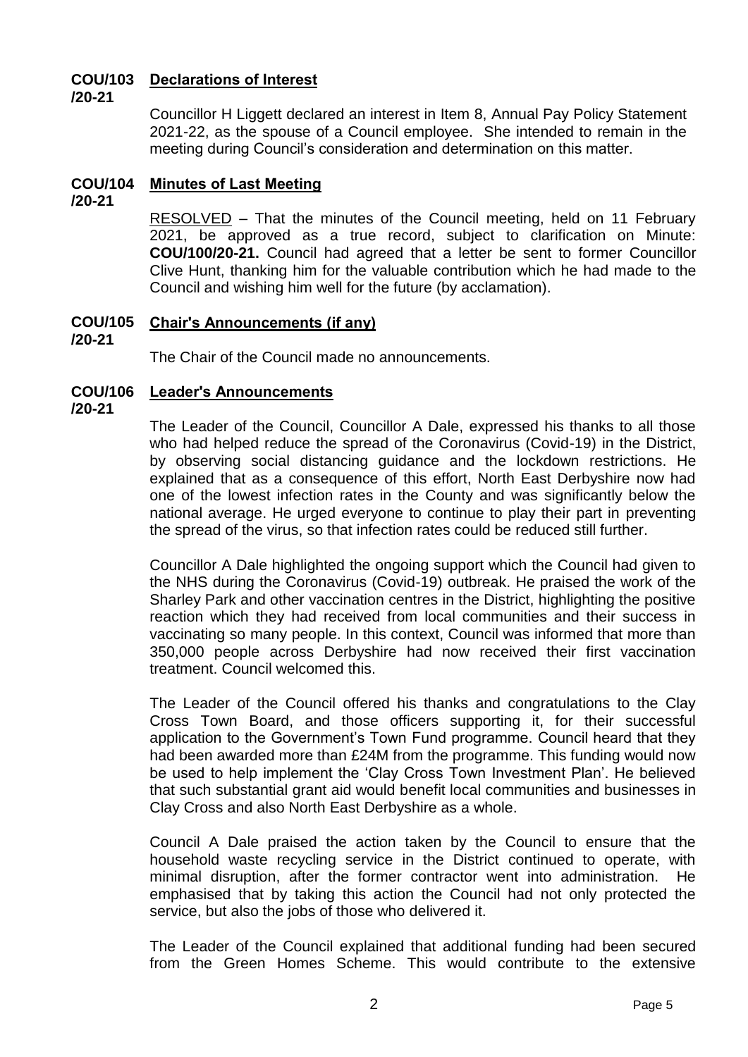## COU/103/20-21 Declarations of Interest

Councillor H Liggett declared an interest in Item 8, Annual Pay Policy Statement 2021-22, as the spouse of a Council employee. She intended to remain in the meeting during Council's consideration and determination on this matter.

## COU/104/20-21 Minutes of Last Meeting

RESOLVED – That the minutes of the Council meeting, held on 11 February 2021, be approved as a true record, subject to clarification on Minute: **COU/100/20-21.** Council had agreed that a letter be sent to former Councillor Clive Hunt, thanking him for the valuable contribution which he had made to the Council and wishing him well for the future (by acclamation).

## COU/105/20-21 Chair's Announcements (if any)

The Chair of the Council made no announcements.

## COU/106/20-21 Leader's Announcements

The Leader of the Council, Councillor A Dale, expressed his thanks to all those who had helped reduce the spread of the Coronavirus (Covid-19) in the District, by observing social distancing guidance and the lockdown restrictions. He explained that as a consequence of this effort, North East Derbyshire now had one of the lowest infection rates in the County and was significantly below the national average. He urged everyone to continue to play their part in preventing the spread of the virus, so that infection rates could be reduced still further.

Councillor A Dale highlighted the ongoing support which the Council had given to the NHS during the Coronavirus (Covid-19) outbreak. He praised the work of the Sharley Park and other vaccination centres in the District, highlighting the positive reaction which they had received from local communities and their success in vaccinating so many people. In this context, Council was informed that more than 350,000 people across Derbyshire had now received their first vaccination treatment. Council welcomed this.

The Leader of the Council offered his thanks and congratulations to the Clay Cross Town Board, and those officers supporting it, for their successful application to the Government's Town Fund programme. Council heard that they had been awarded more than £24M from the programme. This funding would now be used to help implement the 'Clay Cross Town Investment Plan'. He believed that such substantial grant aid would benefit local communities and businesses in Clay Cross and also North East Derbyshire as a whole.

Council A Dale praised the action taken by the Council to ensure that the household waste recycling service in the District continued to operate, with minimal disruption, after the former contractor went into administration. He emphasised that by taking this action the Council had not only protected the service, but also the jobs of those who delivered it.

The Leader of the Council explained that additional funding had been secured from the Green Homes Scheme. This would contribute to the extensive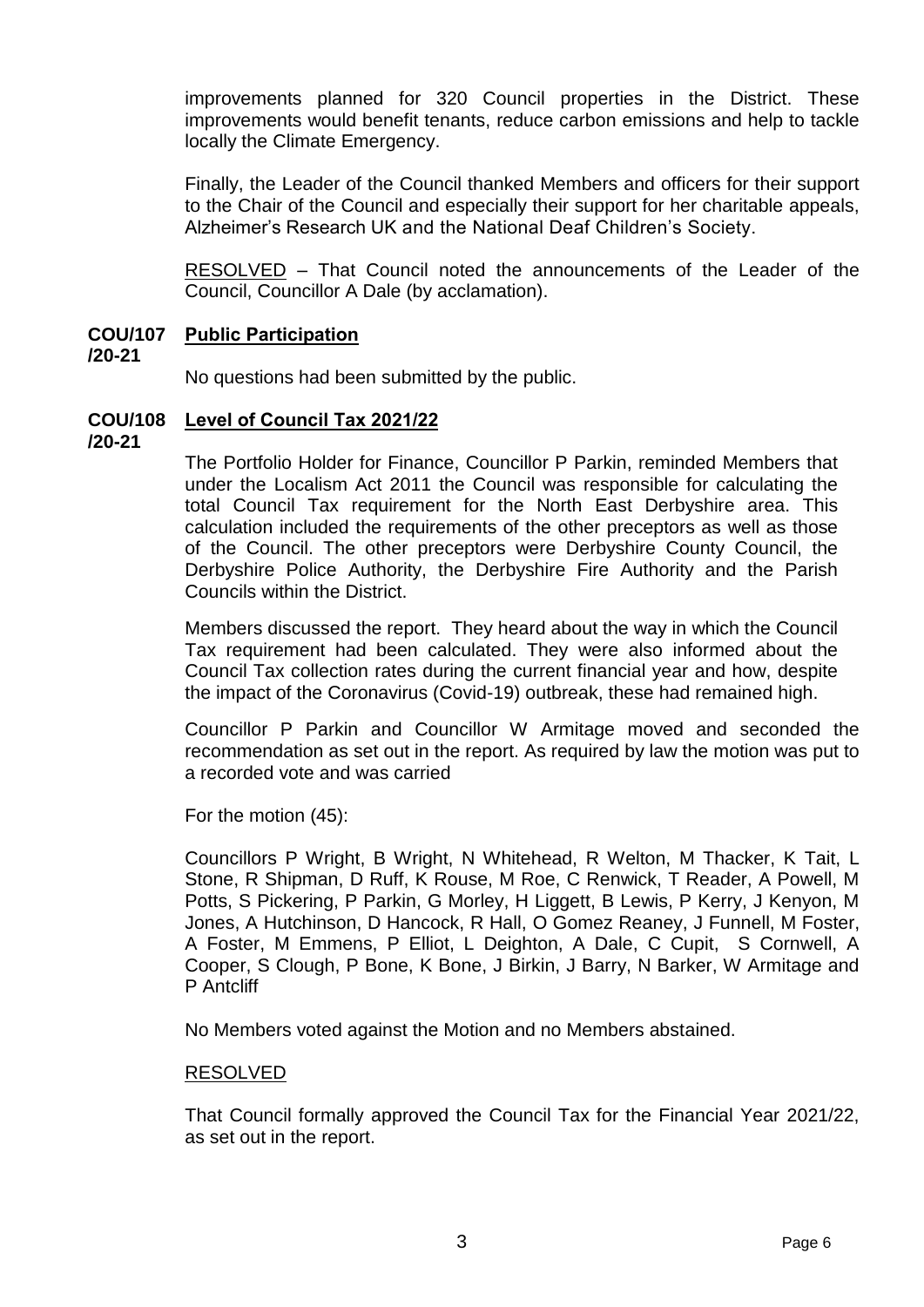improvements planned for 320 Council properties in the District. These improvements would benefit tenants, reduce carbon emissions and help to tackle locally the Climate Emergency.

Finally, the Leader of the Council thanked Members and officers for their support to the Chair of the Council and especially their support for her charitable appeals, Alzheimer's Research UK and the National Deaf Children's Society.

<u>RESOLVED</u> – That Council noted the announcements of the Leader of the Council, Councillor A Dale (by acclamation).

## COU/107/20-21 Public Participation

No questions had been submitted by the public.

## COU/108/20-21 Level of Council Tax 2021/22

The Portfolio Holder for Finance, Councillor P Parkin, reminded Members that under the Localism Act 2011 the Council was responsible for calculating the total Council Tax requirement for the North East Derbyshire area. This calculation included the requirements of the other preceptors as well as those of the Council. The other preceptors were Derbyshire County Council, the Derbyshire Police Authority, the Derbyshire Fire Authority and the Parish Councils within the District.

Members discussed the report. They heard about the way in which the Council Tax requirement had been calculated. They were also informed about the Council Tax collection rates during the current financial year and how, despite the impact of the Coronavirus (Covid-19) outbreak, these had remained high.

Councillor P Parkin and Councillor W Armitage moved and seconded the recommendation as set out in the report. As required by law the motion was put to a recorded vote and was carried

For the motion (45):

Councillors P Wright, B Wright, N Whitehead, R Welton, M Thacker, K Tait, L Stone, R Shipman, D Ruff, K Rouse, M Roe, C Renwick, T Reader, A Powell, M Potts, S Pickering, P Parkin, G Morley, H Liggett, B Lewis, P Kerry, J Kenyon, M Jones, A Hutchinson, D Hancock, R Hall, O Gomez Reaney, J Funnell, M Foster, A Foster, M Emmens, P Elliot, L Deighton, A Dale, C Cupit, S Cornwell, A Cooper, S Clough, P Bone, K Bone, J Birkin, J Barry, N Barker, W Armitage and P Antcliff

No Members voted against the Motion and no Members abstained.

<u>RESOLVED</u>

That Council formally approved the Council Tax for the Financial Year 2021/22, as set out in the report.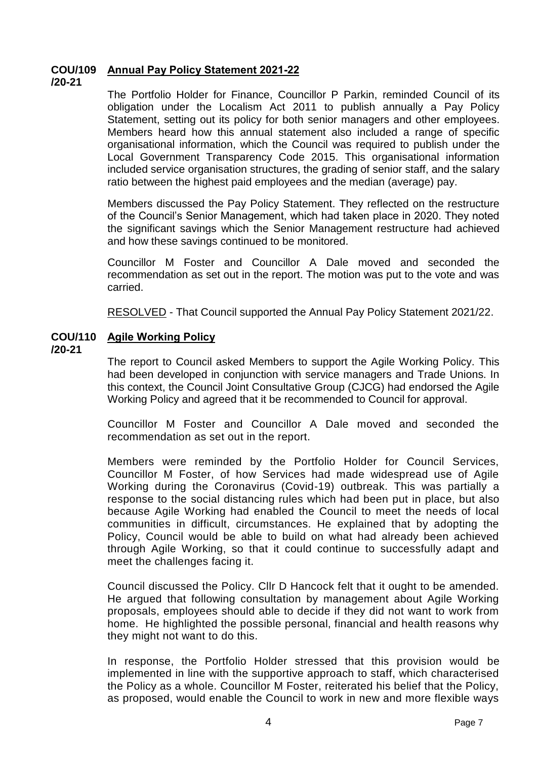## COU/109/20-21 Annual Pay Policy Statement 2021-22

The Portfolio Holder for Finance, Councillor P Parkin, reminded Council of its obligation under the Localism Act 2011 to publish annually a Pay Policy Statement, setting out its policy for both senior managers and other employees. Members heard how this annual statement also included a range of specific organisational information, which the Council was required to publish under the Local Government Transparency Code 2015. This organisational information included service organisation structures, the grading of senior staff, and the salary ratio between the highest paid employees and the median (average) pay.

Members discussed the Pay Policy Statement. They reflected on the restructure of the Council's Senior Management, which had taken place in 2020. They noted the significant savings which the Senior Management restructure had achieved and how these savings continued to be monitored.

Councillor M Foster and Councillor A Dale moved and seconded the recommendation as set out in the report. The motion was put to the vote and was carried.

RESOLVED - That Council supported the Annual Pay Policy Statement 2021/22.

## COU/110/20-21 Agile Working Policy

The report to Council asked Members to support the Agile Working Policy. This had been developed in conjunction with service managers and Trade Unions. In this context, the Council Joint Consultative Group (CJCG) had endorsed the Agile Working Policy and agreed that it be recommended to Council for approval.

Councillor M Foster and Councillor A Dale moved and seconded the recommendation as set out in the report.

Members were reminded by the Portfolio Holder for Council Services, Councillor M Foster, of how Services had made widespread use of Agile Working during the Coronavirus (Covid-19) outbreak. This was partially a response to the social distancing rules which had been put in place, but also because Agile Working had enabled the Council to meet the needs of local communities in difficult, circumstances. He explained that by adopting the Policy, Council would be able to build on what had already been achieved through Agile Working, so that it could continue to successfully adapt and meet the challenges facing it.

Council discussed the Policy. Cllr D Hancock felt that it ought to be amended. He argued that following consultation by management about Agile Working proposals, employees should able to decide if they did not want to work from home. He highlighted the possible personal, financial and health reasons why they might not want to do this.

In response, the Portfolio Holder stressed that this provision would be implemented in line with the supportive approach to staff, which characterised the Policy as a whole. Councillor M Foster, reiterated his belief that the Policy, as proposed, would enable the Council to work in new and more flexible ways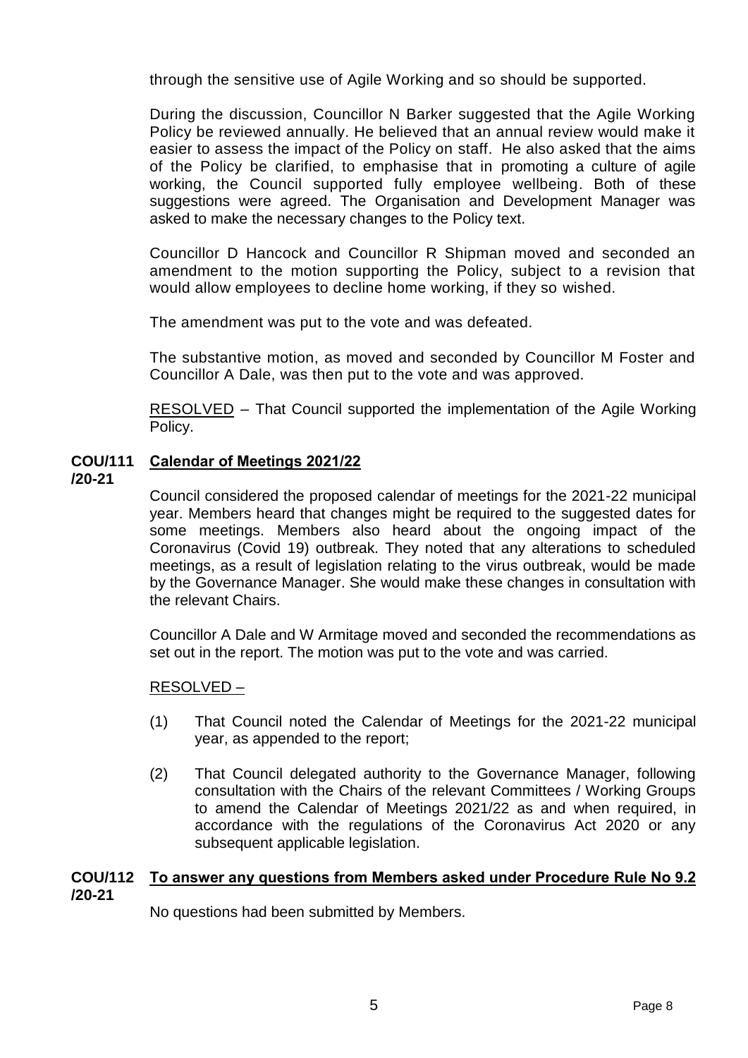through the sensitive use of Agile Working and so should be supported.

During the discussion, Councillor N Barker suggested that the Agile Working Policy be reviewed annually. He believed that an annual review would make it easier to assess the impact of the Policy on staff. He also asked that the aims of the Policy be clarified, to emphasise that in promoting a culture of agile working, the Council supported fully employee wellbeing. Both of these suggestions were agreed. The Organisation and Development Manager was asked to make the necessary changes to the Policy text.

Councillor D Hancock and Councillor R Shipman moved and seconded an amendment to the motion supporting the Policy, subject to a revision that would allow employees to decline home working, if they so wished.

The amendment was put to the vote and was defeated.

The substantive motion, as moved and seconded by Councillor M Foster and Councillor A Dale, was then put to the vote and was approved.

RESOLVED – That Council supported the implementation of the Agile Working Policy.

## COU/111/20-21 Calendar of Meetings 2021/22

Council considered the proposed calendar of meetings for the 2021-22 municipal year. Members heard that changes might be required to the suggested dates for some meetings. Members also heard about the ongoing impact of the Coronavirus (Covid 19) outbreak. They noted that any alterations to scheduled meetings, as a result of legislation relating to the virus outbreak, would be made by the Governance Manager. She would make these changes in consultation with the relevant Chairs.

Councillor A Dale and W Armitage moved and seconded the recommendations as set out in the report. The motion was put to the vote and was carried.

RESOLVED –

(1) That Council noted the Calendar of Meetings for the 2021-22 municipal year, as appended to the report;

(2) That Council delegated authority to the Governance Manager, following consultation with the Chairs of the relevant Committees / Working Groups to amend the Calendar of Meetings 2021/22 as and when required, in accordance with the regulations of the Coronavirus Act 2020 or any subsequent applicable legislation.

## COU/112/20-21 To answer any questions from Members asked under Procedure Rule No 9.2

No questions had been submitted by Members.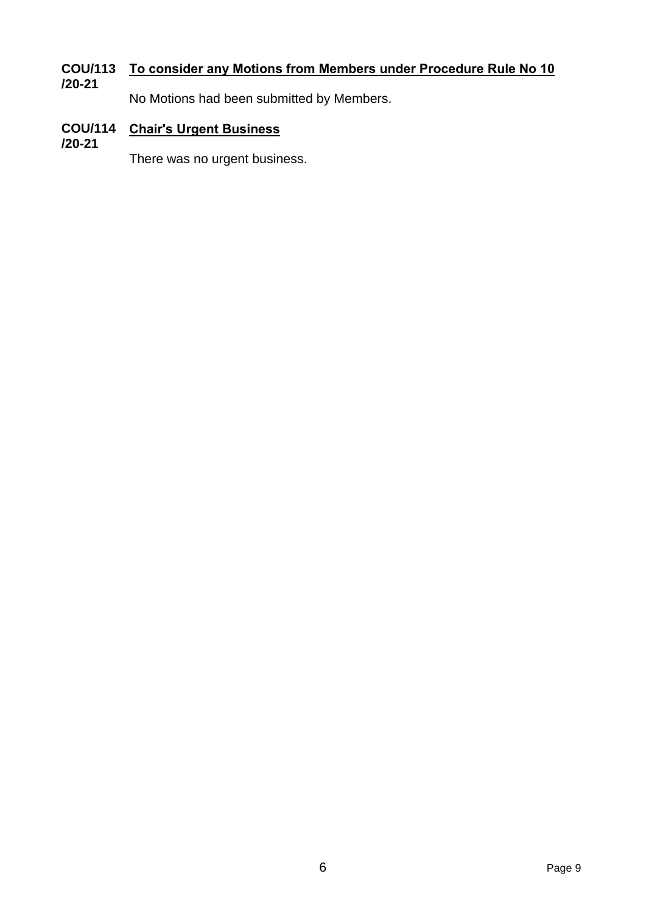**COU/113/20-21** **To consider any Motions from Members under Procedure Rule No 10**

No Motions had been submitted by Members.

**COU/114/20-21** **Chair's Urgent Business**

There was no urgent business.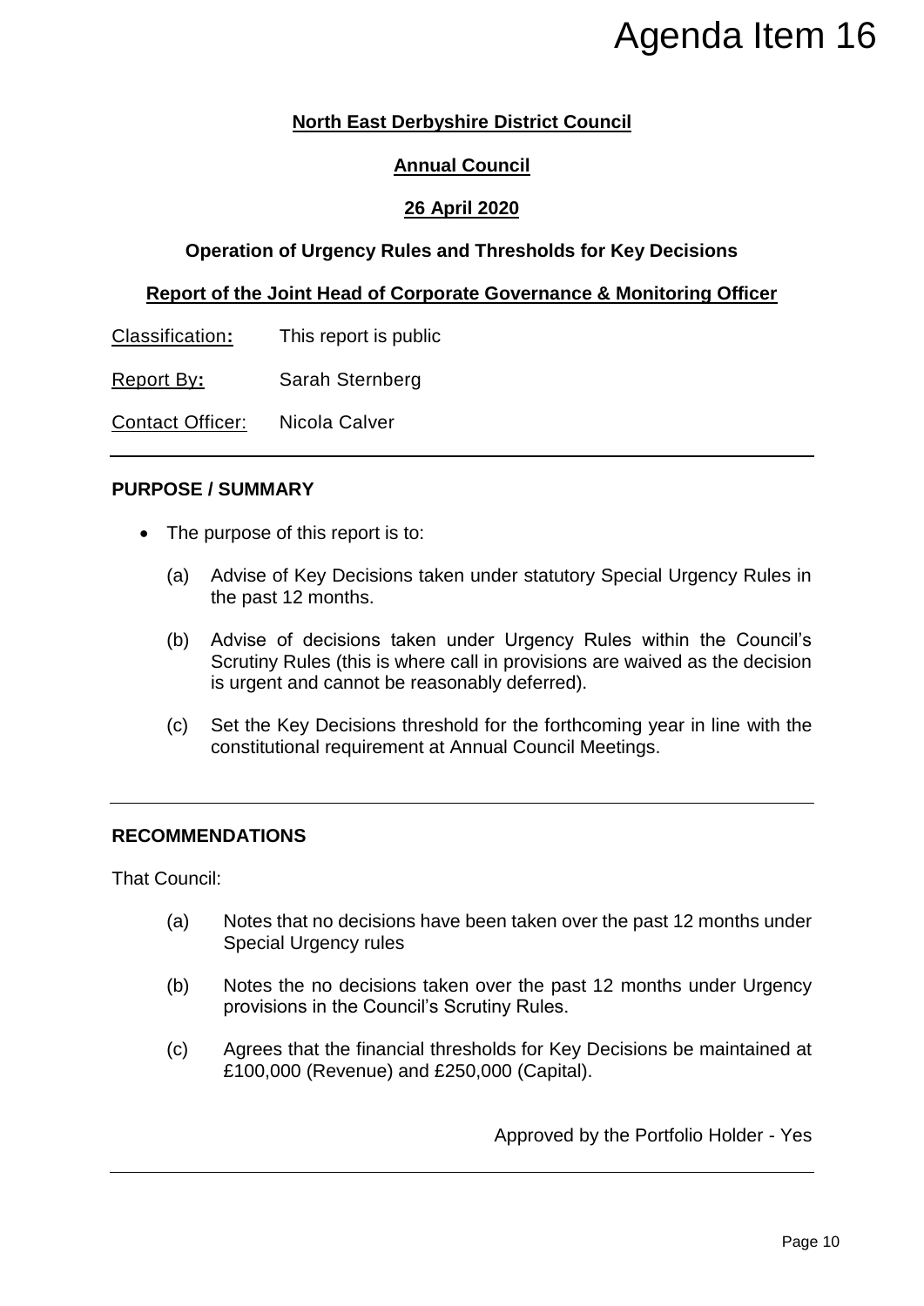Agenda Item 16

**North East Derbyshire District Council**

**Annual Council**

**26 April 2020**

**Operation of Urgency Rules and Thresholds for Key Decisions**

**Report of the Joint Head of Corporate Governance & Monitoring Officer**

Classification: This report is public

Report By: Sarah Sternberg

Contact Officer: Nicola Calver

## PURPOSE / SUMMARY

- The purpose of this report is to:

  (a) Advise of Key Decisions taken under statutory Special Urgency Rules in the past 12 months.

  (b) Advise of decisions taken under Urgency Rules within the Council's Scrutiny Rules (this is where call in provisions are waived as the decision is urgent and cannot be reasonably deferred).

  (c) Set the Key Decisions threshold for the forthcoming year in line with the constitutional requirement at Annual Council Meetings.

## RECOMMENDATIONS

That Council:

(a) Notes that no decisions have been taken over the past 12 months under Special Urgency rules

(b) Notes the no decisions taken over the past 12 months under Urgency provisions in the Council's Scrutiny Rules.

(c) Agrees that the financial thresholds for Key Decisions be maintained at £100,000 (Revenue) and £250,000 (Capital).

Approved by the Portfolio Holder - Yes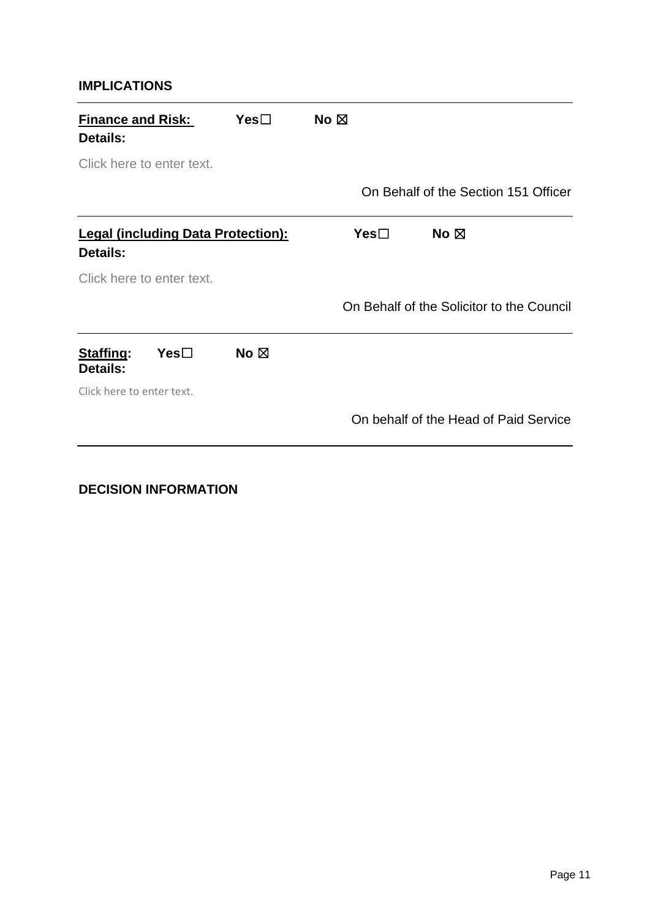**IMPLICATIONS**

---

**Finance and Risk:** Yes☐ No ☒

**Details:**

Click here to enter text.

On Behalf of the Section 151 Officer

---

**Legal (including Data Protection):** Yes☐ No ☒

**Details:**

Click here to enter text.

On Behalf of the Solicitor to the Council

---

**Staffing:** Yes☐ No ☒

**Details:**

Click here to enter text.

On behalf of the Head of Paid Service

---

**DECISION INFORMATION**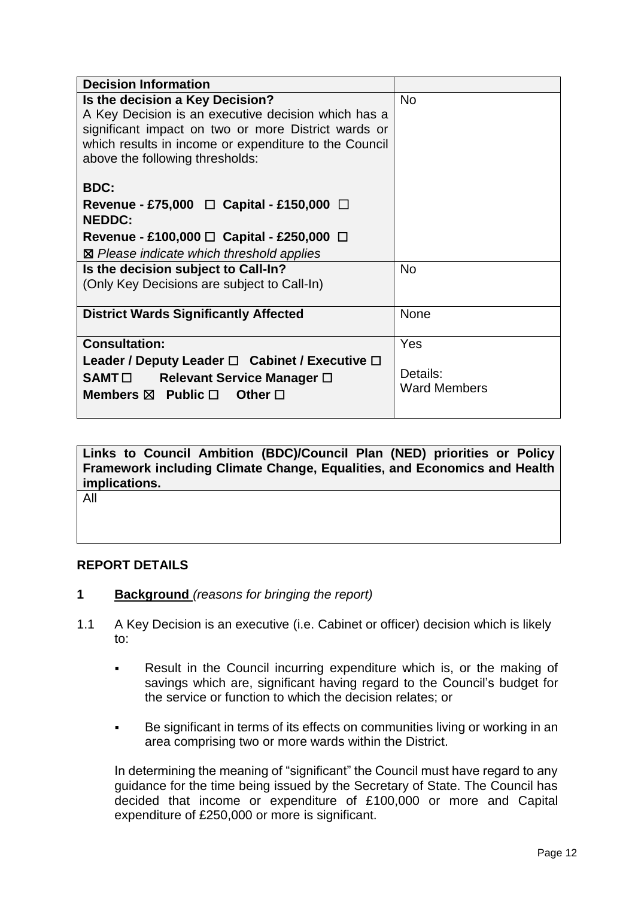| Decision Information | |
|---|---|
| **Is the decision a Key Decision?**<br>A Key Decision is an executive decision which has a significant impact on two or more District wards or which results in income or expenditure to the Council above the following thresholds:<br><br>**BDC:**<br>**Revenue - £75,000 ☐ Capital - £150,000 ☐**<br>**NEDDC:**<br>**Revenue - £100,000 ☐ Capital - £250,000 ☐**<br>☒ *Please indicate which threshold applies* | No |
| **Is the decision subject to Call-In?**<br>(Only Key Decisions are subject to Call-In) | No |
| **District Wards Significantly Affected** | None |
| **Consultation:**<br>**Leader / Deputy Leader ☐ Cabinet / Executive ☐**<br>**SAMT ☐ Relevant Service Manager ☐**<br>**Members ☒ Public ☐ Other ☐** | Yes<br><br>Details:<br>Ward Members |

| Links to Council Ambition (BDC)/Council Plan (NED) priorities or Policy Framework including Climate Change, Equalities, and Economics and Health implications. |
|---|
| All |

## REPORT DETAILS

**1 Background** *(reasons for bringing the report)*

1.1 A Key Decision is an executive (i.e. Cabinet or officer) decision which is likely to:

- Result in the Council incurring expenditure which is, or the making of savings which are, significant having regard to the Council's budget for the service or function to which the decision relates; or
- Be significant in terms of its effects on communities living or working in an area comprising two or more wards within the District.

In determining the meaning of "significant" the Council must have regard to any guidance for the time being issued by the Secretary of State. The Council has decided that income or expenditure of £100,000 or more and Capital expenditure of £250,000 or more is significant.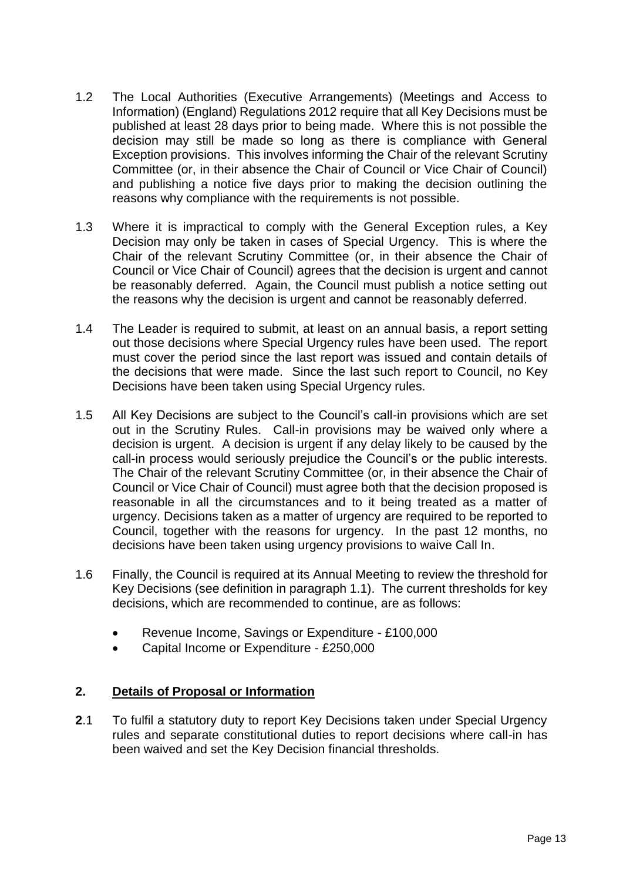1.2 The Local Authorities (Executive Arrangements) (Meetings and Access to Information) (England) Regulations 2012 require that all Key Decisions must be published at least 28 days prior to being made. Where this is not possible the decision may still be made so long as there is compliance with General Exception provisions. This involves informing the Chair of the relevant Scrutiny Committee (or, in their absence the Chair of Council or Vice Chair of Council) and publishing a notice five days prior to making the decision outlining the reasons why compliance with the requirements is not possible.

1.3 Where it is impractical to comply with the General Exception rules, a Key Decision may only be taken in cases of Special Urgency. This is where the Chair of the relevant Scrutiny Committee (or, in their absence the Chair of Council or Vice Chair of Council) agrees that the decision is urgent and cannot be reasonably deferred. Again, the Council must publish a notice setting out the reasons why the decision is urgent and cannot be reasonably deferred.

1.4 The Leader is required to submit, at least on an annual basis, a report setting out those decisions where Special Urgency rules have been used. The report must cover the period since the last report was issued and contain details of the decisions that were made. Since the last such report to Council, no Key Decisions have been taken using Special Urgency rules.

1.5 All Key Decisions are subject to the Council's call-in provisions which are set out in the Scrutiny Rules. Call-in provisions may be waived only where a decision is urgent. A decision is urgent if any delay likely to be caused by the call-in process would seriously prejudice the Council's or the public interests. The Chair of the relevant Scrutiny Committee (or, in their absence the Chair of Council or Vice Chair of Council) must agree both that the decision proposed is reasonable in all the circumstances and to it being treated as a matter of urgency. Decisions taken as a matter of urgency are required to be reported to Council, together with the reasons for urgency. In the past 12 months, no decisions have been taken using urgency provisions to waive Call In.

1.6 Finally, the Council is required at its Annual Meeting to review the threshold for Key Decisions (see definition in paragraph 1.1). The current thresholds for key decisions, which are recommended to continue, are as follows:

- Revenue Income, Savings or Expenditure - £100,000
- Capital Income or Expenditure - £250,000

## 2. Details of Proposal or Information

**2**.1 To fulfil a statutory duty to report Key Decisions taken under Special Urgency rules and separate constitutional duties to report decisions where call-in has been waived and set the Key Decision financial thresholds.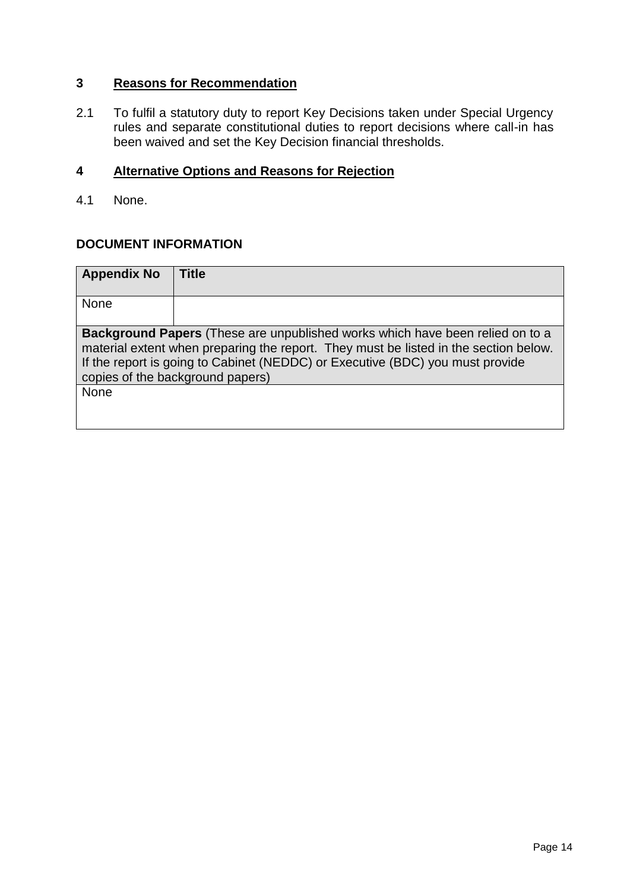## 3 Reasons for Recommendation

2.1 To fulfil a statutory duty to report Key Decisions taken under Special Urgency rules and separate constitutional duties to report decisions where call-in has been waived and set the Key Decision financial thresholds.

## 4 Alternative Options and Reasons for Rejection

4.1 None.

**DOCUMENT INFORMATION**

| **Appendix No** | **Title** |
|---|---|
| None | |
| **Background Papers** (These are unpublished works which have been relied on to a material extent when preparing the report. They must be listed in the section below. If the report is going to Cabinet (NEDDC) or Executive (BDC) you must provide copies of the background papers) | |
| None | |